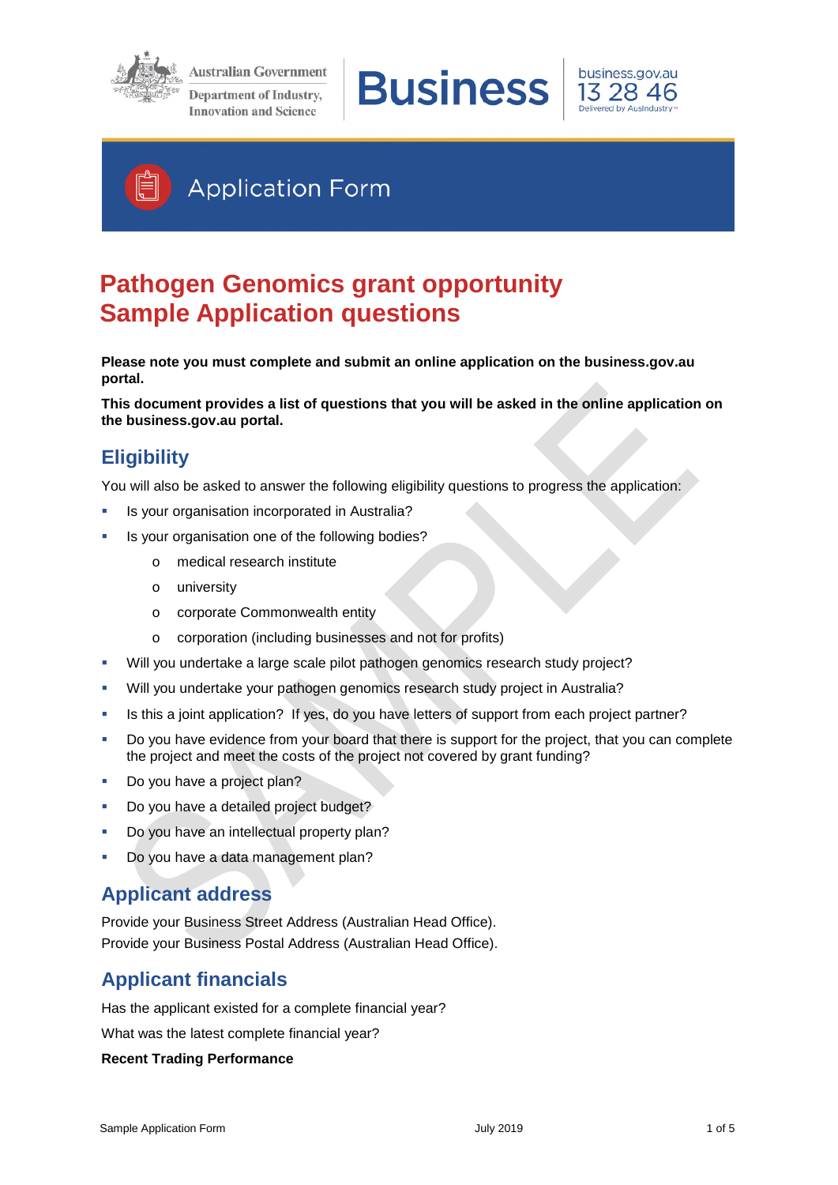Australian Government
Department of Industry, Innovation and Science

**Business** business.gov.au 13 28 46 Delivered by AusIndustry

# Application Form

# Pathogen Genomics grant opportunity Sample Application questions

**Please note you must complete and submit an online application on the business.gov.au portal.**

**This document provides a list of questions that you will be asked in the online application on the business.gov.au portal.**

## Eligibility

You will also be asked to answer the following eligibility questions to progress the application:

- Is your organisation incorporated in Australia?
- Is your organisation one of the following bodies?
  - medical research institute
  - university
  - corporate Commonwealth entity
  - corporation (including businesses and not for profits)
- Will you undertake a large scale pilot pathogen genomics research study project?
- Will you undertake your pathogen genomics research study project in Australia?
- Is this a joint application? If yes, do you have letters of support from each project partner?
- Do you have evidence from your board that there is support for the project, that you can complete the project and meet the costs of the project not covered by grant funding?
- Do you have a project plan?
- Do you have a detailed project budget?
- Do you have an intellectual property plan?
- Do you have a data management plan?

## Applicant address

Provide your Business Street Address (Australian Head Office).
Provide your Business Postal Address (Australian Head Office).

## Applicant financials

Has the applicant existed for a complete financial year?

What was the latest complete financial year?

**Recent Trading Performance**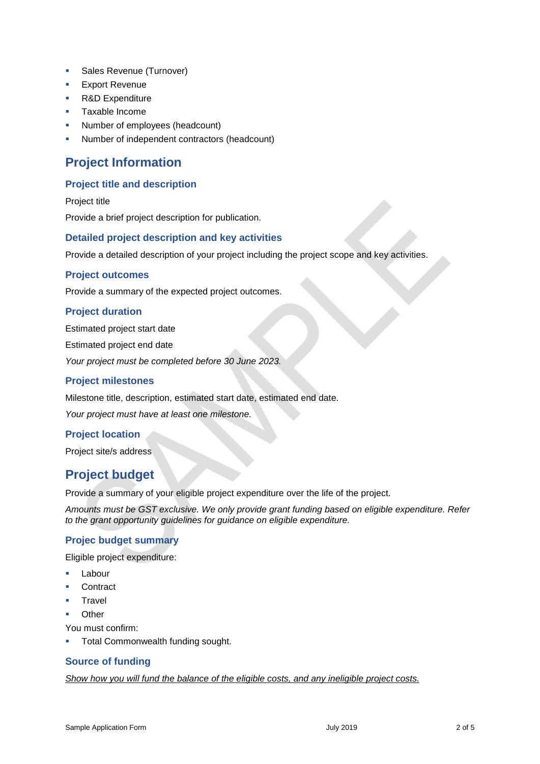- Sales Revenue (Turnover)
- Export Revenue
- R&D Expenditure
- Taxable Income
- Number of employees (headcount)
- Number of independent contractors (headcount)

## Project Information

### Project title and description

Project title

Provide a brief project description for publication.

### Detailed project description and key activities

Provide a detailed description of your project including the project scope and key activities.

### Project outcomes

Provide a summary of the expected project outcomes.

### Project duration

Estimated project start date

Estimated project end date

*Your project must be completed before 30 June 2023.*

### Project milestones

Milestone title, description, estimated start date, estimated end date.

*Your project must have at least one milestone.*

### Project location

Project site/s address

## Project budget

Provide a summary of your eligible project expenditure over the life of the project.

*Amounts must be GST exclusive. We only provide grant funding based on eligible expenditure. Refer to the grant opportunity guidelines for guidance on eligible expenditure.*

### Projec budget summary

Eligible project expenditure:

- Labour
- Contract
- Travel
- Other

You must confirm:

- Total Commonwealth funding sought.

### Source of funding

*Show how you will fund the balance of the eligible costs, and any ineligible project costs.*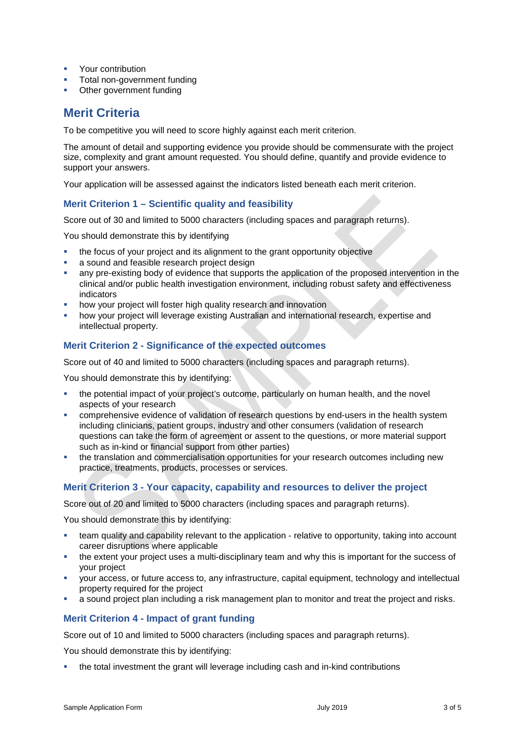- Your contribution
- Total non-government funding
- Other government funding

## Merit Criteria

To be competitive you will need to score highly against each merit criterion.

The amount of detail and supporting evidence you provide should be commensurate with the project size, complexity and grant amount requested. You should define, quantify and provide evidence to support your answers.

Your application will be assessed against the indicators listed beneath each merit criterion.

### Merit Criterion 1 – Scientific quality and feasibility

Score out of 30 and limited to 5000 characters (including spaces and paragraph returns).

You should demonstrate this by identifying

- the focus of your project and its alignment to the grant opportunity objective
- a sound and feasible research project design
- any pre-existing body of evidence that supports the application of the proposed intervention in the clinical and/or public health investigation environment, including robust safety and effectiveness indicators
- how your project will foster high quality research and innovation
- how your project will leverage existing Australian and international research, expertise and intellectual property.

### Merit Criterion 2 - Significance of the expected outcomes

Score out of 40 and limited to 5000 characters (including spaces and paragraph returns).

You should demonstrate this by identifying:

- the potential impact of your project's outcome, particularly on human health, and the novel aspects of your research
- comprehensive evidence of validation of research questions by end-users in the health system including clinicians, patient groups, industry and other consumers (validation of research questions can take the form of agreement or assent to the questions, or more material support such as in-kind or financial support from other parties)
- the translation and commercialisation opportunities for your research outcomes including new practice, treatments, products, processes or services.

### Merit Criterion 3 - Your capacity, capability and resources to deliver the project

Score out of 20 and limited to 5000 characters (including spaces and paragraph returns).

You should demonstrate this by identifying:

- team quality and capability relevant to the application - relative to opportunity, taking into account career disruptions where applicable
- the extent your project uses a multi-disciplinary team and why this is important for the success of your project
- your access, or future access to, any infrastructure, capital equipment, technology and intellectual property required for the project
- a sound project plan including a risk management plan to monitor and treat the project and risks.

### Merit Criterion 4 - Impact of grant funding

Score out of 10 and limited to 5000 characters (including spaces and paragraph returns).

You should demonstrate this by identifying:

- the total investment the grant will leverage including cash and in-kind contributions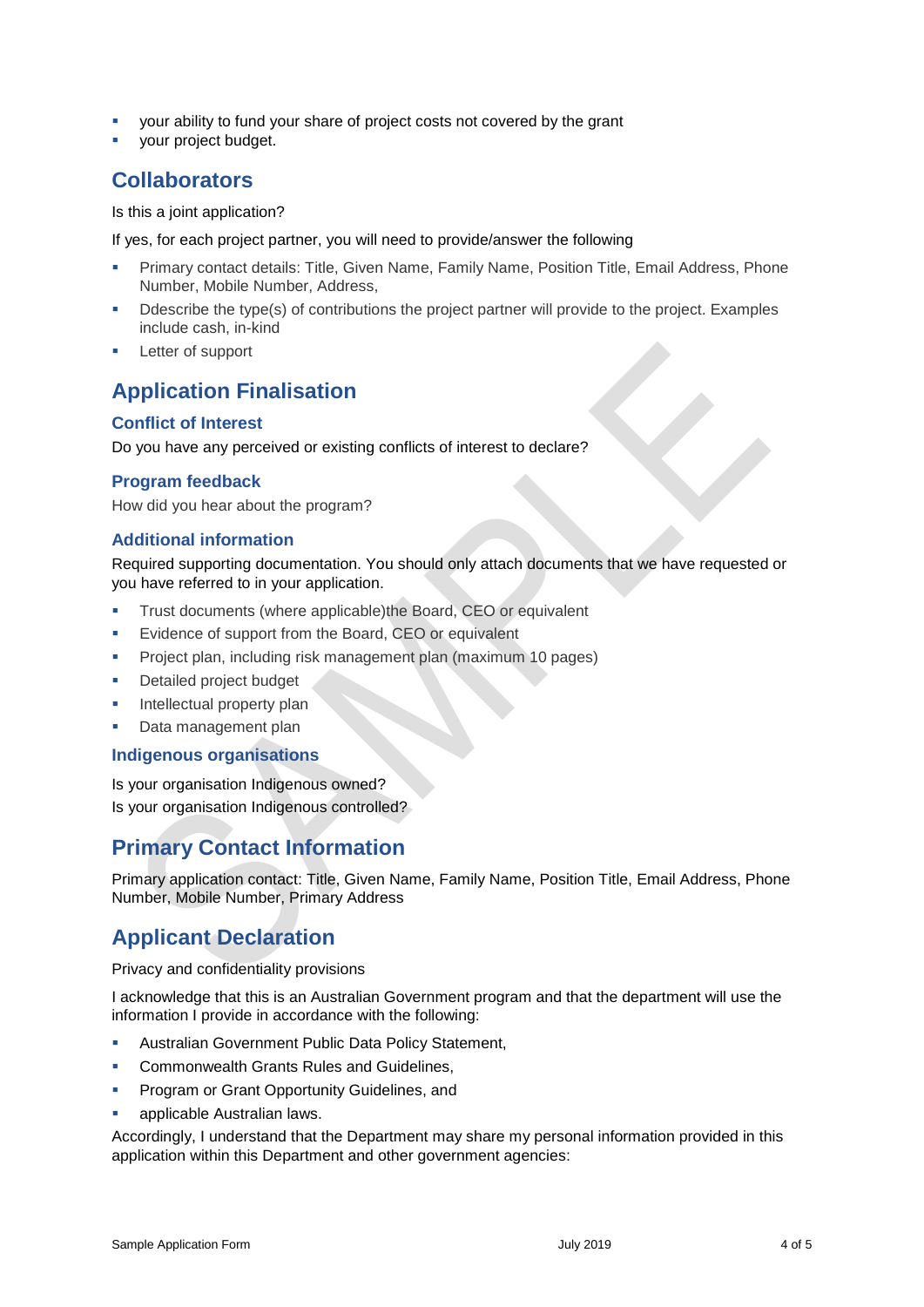- your ability to fund your share of project costs not covered by the grant
- your project budget.

## Collaborators

Is this a joint application?

If yes, for each project partner, you will need to provide/answer the following

- Primary contact details: Title, Given Name, Family Name, Position Title, Email Address, Phone Number, Mobile Number, Address,
- Ddescribe the type(s) of contributions the project partner will provide to the project. Examples include cash, in-kind
- Letter of support

## Application Finalisation

### Conflict of Interest

Do you have any perceived or existing conflicts of interest to declare?

### Program feedback

How did you hear about the program?

### Additional information

Required supporting documentation. You should only attach documents that we have requested or you have referred to in your application.

- Trust documents (where applicable)the Board, CEO or equivalent
- Evidence of support from the Board, CEO or equivalent
- Project plan, including risk management plan (maximum 10 pages)
- Detailed project budget
- Intellectual property plan
- Data management plan

### Indigenous organisations

Is your organisation Indigenous owned?
Is your organisation Indigenous controlled?

## Primary Contact Information

Primary application contact: Title, Given Name, Family Name, Position Title, Email Address, Phone Number, Mobile Number, Primary Address

## Applicant Declaration

Privacy and confidentiality provisions

I acknowledge that this is an Australian Government program and that the department will use the information I provide in accordance with the following:

- Australian Government Public Data Policy Statement,
- Commonwealth Grants Rules and Guidelines,
- Program or Grant Opportunity Guidelines, and
- applicable Australian laws.

Accordingly, I understand that the Department may share my personal information provided in this application within this Department and other government agencies: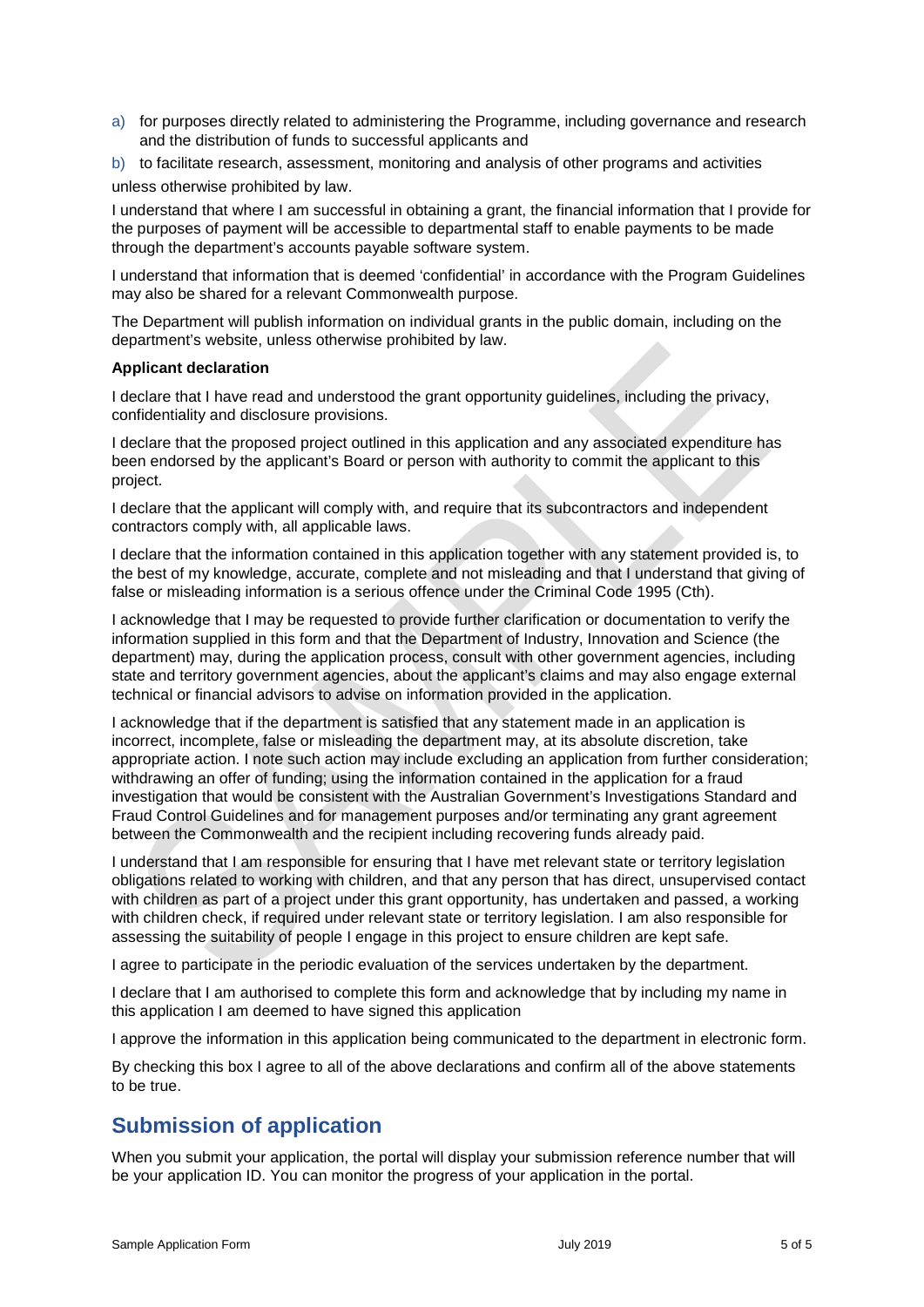a) for purposes directly related to administering the Programme, including governance and research and the distribution of funds to successful applicants and

b) to facilitate research, assessment, monitoring and analysis of other programs and activities

unless otherwise prohibited by law.

I understand that where I am successful in obtaining a grant, the financial information that I provide for the purposes of payment will be accessible to departmental staff to enable payments to be made through the department's accounts payable software system.

I understand that information that is deemed 'confidential' in accordance with the Program Guidelines may also be shared for a relevant Commonwealth purpose.

The Department will publish information on individual grants in the public domain, including on the department's website, unless otherwise prohibited by law.

**Applicant declaration**

I declare that I have read and understood the grant opportunity guidelines, including the privacy, confidentiality and disclosure provisions.

I declare that the proposed project outlined in this application and any associated expenditure has been endorsed by the applicant's Board or person with authority to commit the applicant to this project.

I declare that the applicant will comply with, and require that its subcontractors and independent contractors comply with, all applicable laws.

I declare that the information contained in this application together with any statement provided is, to the best of my knowledge, accurate, complete and not misleading and that I understand that giving of false or misleading information is a serious offence under the Criminal Code 1995 (Cth).

I acknowledge that I may be requested to provide further clarification or documentation to verify the information supplied in this form and that the Department of Industry, Innovation and Science (the department) may, during the application process, consult with other government agencies, including state and territory government agencies, about the applicant's claims and may also engage external technical or financial advisors to advise on information provided in the application.

I acknowledge that if the department is satisfied that any statement made in an application is incorrect, incomplete, false or misleading the department may, at its absolute discretion, take appropriate action. I note such action may include excluding an application from further consideration; withdrawing an offer of funding; using the information contained in the application for a fraud investigation that would be consistent with the Australian Government's Investigations Standard and Fraud Control Guidelines and for management purposes and/or terminating any grant agreement between the Commonwealth and the recipient including recovering funds already paid.

I understand that I am responsible for ensuring that I have met relevant state or territory legislation obligations related to working with children, and that any person that has direct, unsupervised contact with children as part of a project under this grant opportunity, has undertaken and passed, a working with children check, if required under relevant state or territory legislation. I am also responsible for assessing the suitability of people I engage in this project to ensure children are kept safe.

I agree to participate in the periodic evaluation of the services undertaken by the department.

I declare that I am authorised to complete this form and acknowledge that by including my name in this application I am deemed to have signed this application

I approve the information in this application being communicated to the department in electronic form.

By checking this box I agree to all of the above declarations and confirm all of the above statements to be true.

## Submission of application

When you submit your application, the portal will display your submission reference number that will be your application ID. You can monitor the progress of your application in the portal.